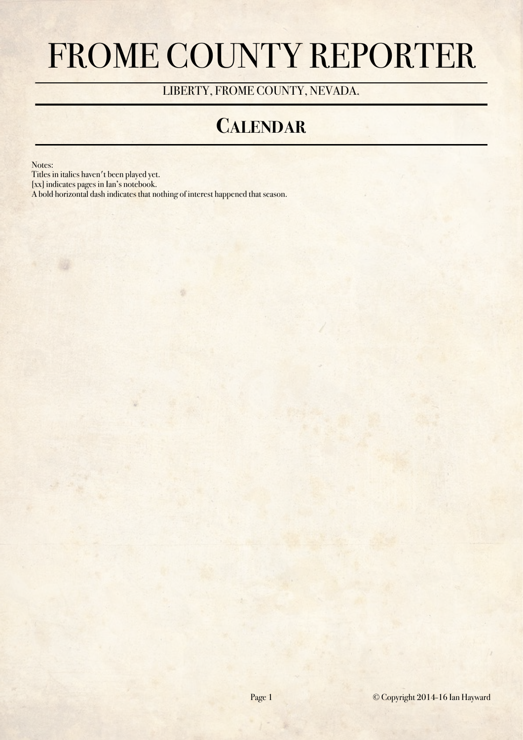# FROME COUNTY REPORTER

LIBERTY, FROME COUNTY, NEVADA.

## Calendar

Notes:
Titles in italics haven't been played yet.
[xx] indicates pages in Ian's notebook.
A bold horizontal dash indicates that nothing of interest happened that season.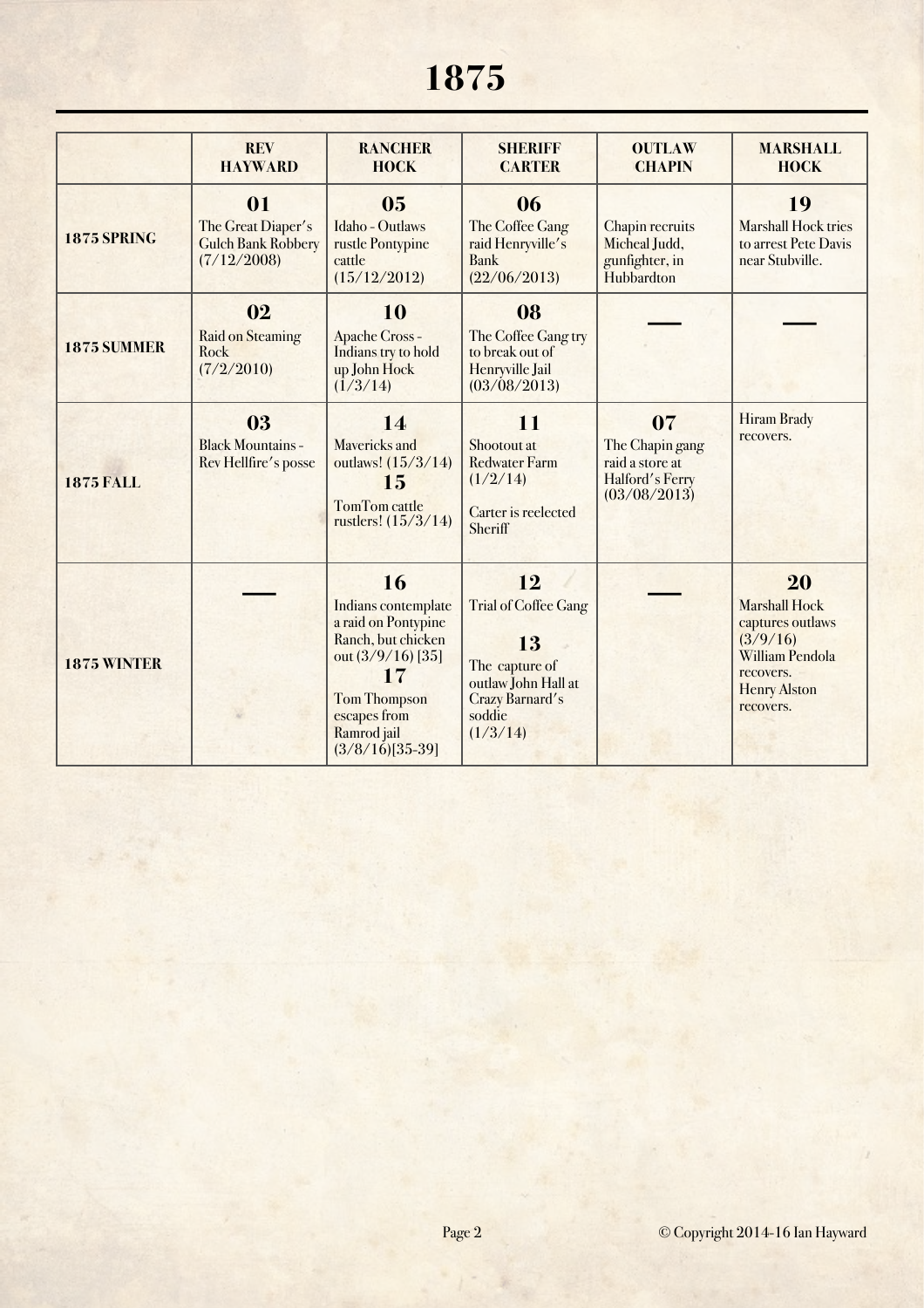# 1875

| | REV HAYWARD | RANCHER HOCK | SHERIFF CARTER | OUTLAW CHAPIN | MARSHALL HOCK |
|---|---|---|---|---|---|
| **1875 SPRING** | **01** The Great Diaper's Gulch Bank Robbery (7/12/2008) | **05** Idaho - Outlaws rustle Pontypine cattle (15/12/2012) | **06** The Coffee Gang raid Henryville's Bank (22/06/2013) | Chapin recruits Micheal Judd, gunfighter, in Hubbardton | **19** Marshall Hock tries to arrest Pete Davis near Stubville. |
| **1875 SUMMER** | **02** Raid on Steaming Rock (7/2/2010) | **10** Apache Cross - Indians try to hold up John Hock (1/3/14) | **08** The Coffee Gang try to break out of Henryville Jail (03/08/2013) | — | — |
| **1875 FALL** | **03** Black Mountains - Rev Hellfire's posse | **14** Mavericks and outlaws! (15/3/14) **15** TomTom cattle rustlers! (15/3/14) | **11** Shootout at Redwater Farm (1/2/14) Carter is reelected Sheriff | **07** The Chapin gang raid a store at Halford's Ferry (03/08/2013) | Hiram Brady recovers. |
| **1875 WINTER** | — | **16** Indians contemplate a raid on Pontypine Ranch, but chicken out (3/9/16) [35] **17** Tom Thompson escapes from Ramrod jail (3/8/16)[35-39] | **12** Trial of Coffee Gang **13** The capture of outlaw John Hall at Crazy Barnard's soddie (1/3/14) | — | **20** Marshall Hock captures outlaws (3/9/16) William Pendola recovers. Henry Alston recovers. |

© Copyright 2014-16 Ian Hayward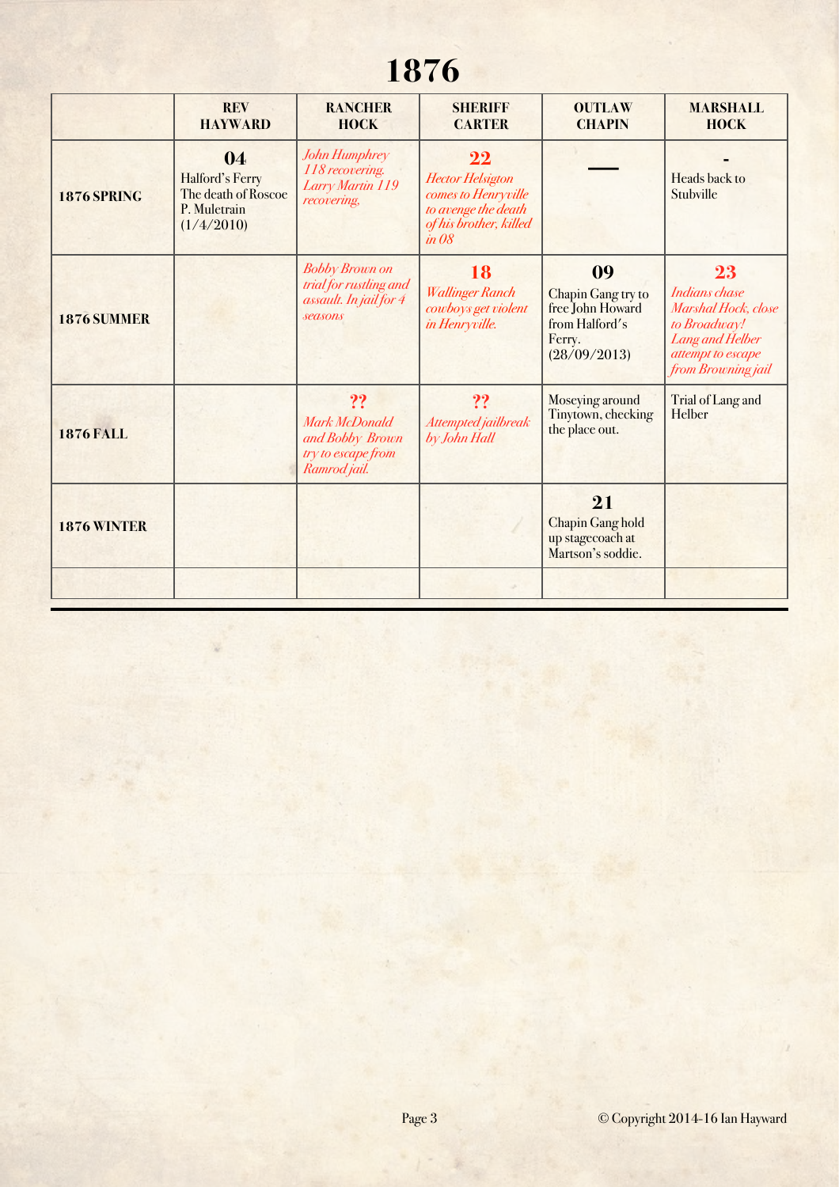# 1876

| | REV HAYWARD | RANCHER HOCK | SHERIFF CARTER | OUTLAW CHAPIN | MARSHALL HOCK |
|---|---|---|---|---|---|
| **1876 SPRING** | **04** Halford's Ferry The death of Roscoe P. Muletrain (1/4/2010) | *John Humphrey 118 recovering. Larry Martin 119 recovering,* | **22** *Hector Helsigton comes to Henryville to avenge the death of his brother, killed in 08* | — | **-** Heads back to Stubville |
| **1876 SUMMER** | | *Bobby Brown on trial for rustling and assault. In jail for 4 seasons* | **18** *Wallinger Ranch cowboys get violent in Henryville.* | **09** Chapin Gang try to free John Howard from Halford's Ferry. (28/09/2013) | **23** *Indians chase Marshal Hock, close to Broadway! Lang and Helber attempt to escape from Browning jail* |
| **1876 FALL** | | **??** *Mark McDonald and Bobby Brown try to escape from Ramrod jail.* | **??** *Attempted jailbreak by John Hall* | Moseying around Tinytown, checking the place out. | Trial of Lang and Helber |
| **1876 WINTER** | | | | **21** Chapin Gang hold up stagecoach at Martson's soddie. | |
| | | | | | |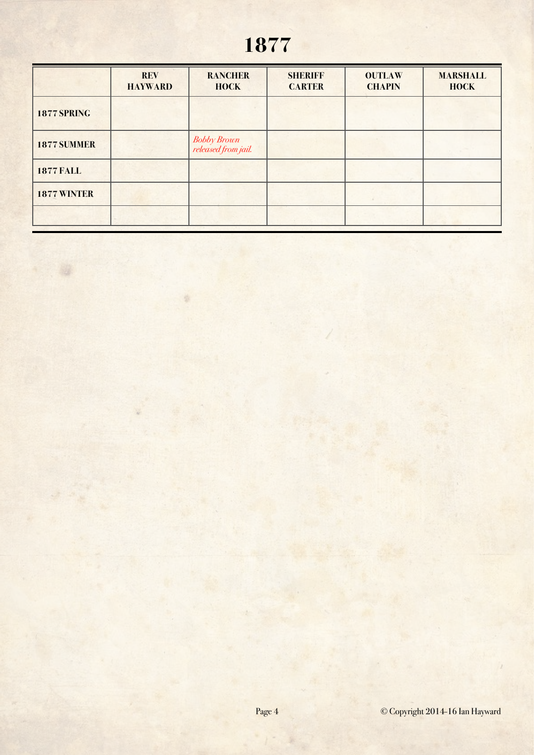# 1877

| | REV HAYWARD | RANCHER HOCK | SHERIFF CARTER | OUTLAW CHAPIN | MARSHALL HOCK |
|---|---|---|---|---|---|
| **1877 SPRING** | | | | | |
| **1877 SUMMER** | | *Bobby Brown released from jail.* | | | |
| **1877 FALL** | | | | | |
| **1877 WINTER** | | | | | |
| | | | | | |

© Copyright 2014-16 Ian Hayward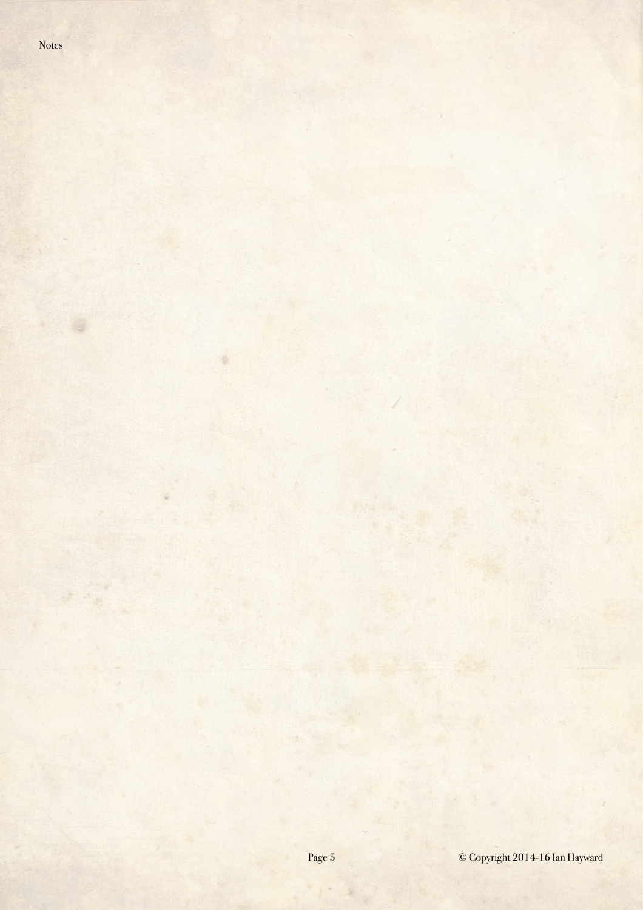Notes